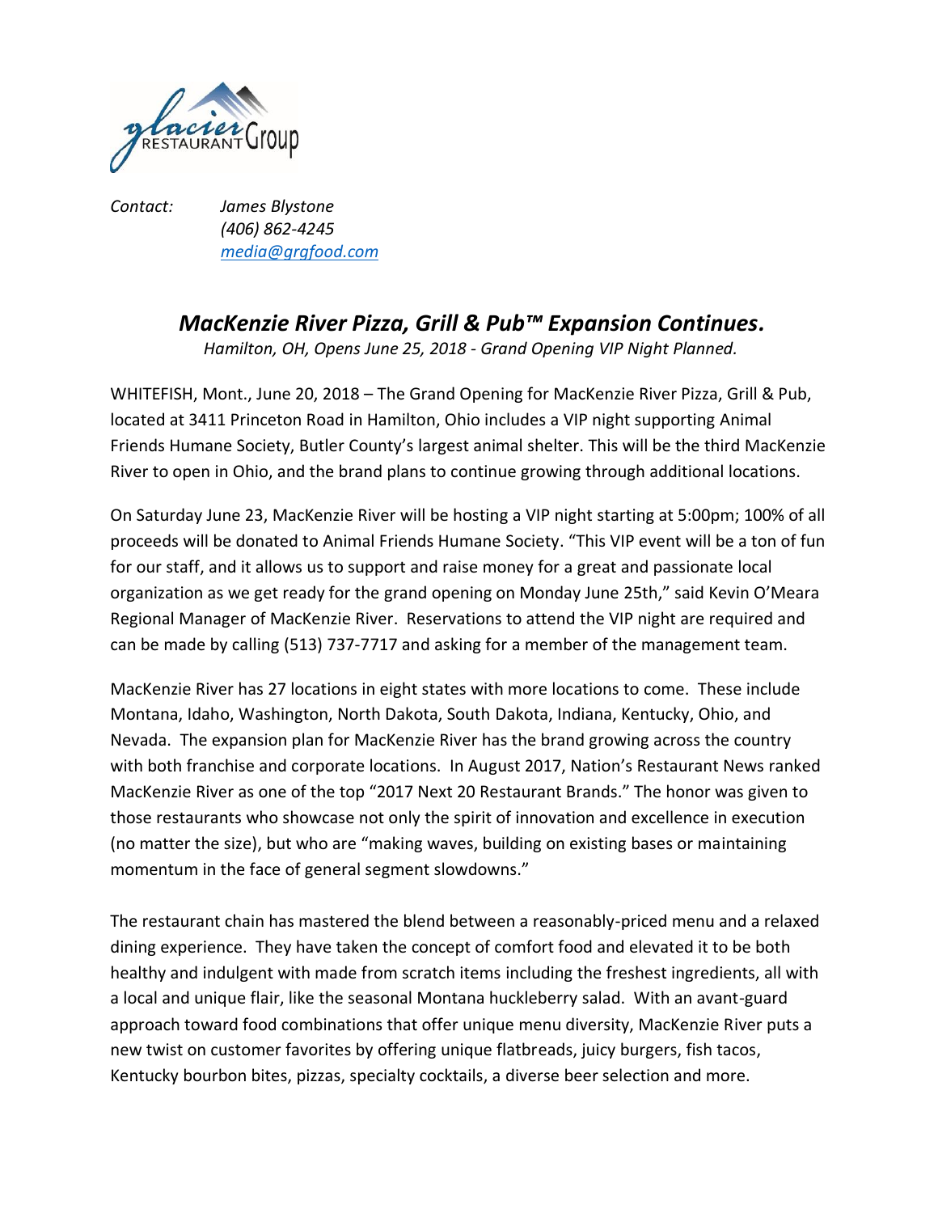*Contact:* *James Blystone*
*(406) 862-4245*
*media@grgfood.com*

# *MacKenzie River Pizza, Grill & Pub™ Expansion Continues.*

*Hamilton, OH, Opens June 25, 2018 - Grand Opening VIP Night Planned.*

WHITEFISH, Mont., June 20, 2018 – The Grand Opening for MacKenzie River Pizza, Grill & Pub, located at 3411 Princeton Road in Hamilton, Ohio includes a VIP night supporting Animal Friends Humane Society, Butler County's largest animal shelter. This will be the third MacKenzie River to open in Ohio, and the brand plans to continue growing through additional locations.

On Saturday June 23, MacKenzie River will be hosting a VIP night starting at 5:00pm; 100% of all proceeds will be donated to Animal Friends Humane Society. "This VIP event will be a ton of fun for our staff, and it allows us to support and raise money for a great and passionate local organization as we get ready for the grand opening on Monday June 25th," said Kevin O'Meara Regional Manager of MacKenzie River. Reservations to attend the VIP night are required and can be made by calling (513) 737-7717 and asking for a member of the management team.

MacKenzie River has 27 locations in eight states with more locations to come. These include Montana, Idaho, Washington, North Dakota, South Dakota, Indiana, Kentucky, Ohio, and Nevada. The expansion plan for MacKenzie River has the brand growing across the country with both franchise and corporate locations. In August 2017, Nation's Restaurant News ranked MacKenzie River as one of the top "2017 Next 20 Restaurant Brands." The honor was given to those restaurants who showcase not only the spirit of innovation and excellence in execution (no matter the size), but who are "making waves, building on existing bases or maintaining momentum in the face of general segment slowdowns."

The restaurant chain has mastered the blend between a reasonably-priced menu and a relaxed dining experience. They have taken the concept of comfort food and elevated it to be both healthy and indulgent with made from scratch items including the freshest ingredients, all with a local and unique flair, like the seasonal Montana huckleberry salad. With an avant-guard approach toward food combinations that offer unique menu diversity, MacKenzie River puts a new twist on customer favorites by offering unique flatbreads, juicy burgers, fish tacos, Kentucky bourbon bites, pizzas, specialty cocktails, a diverse beer selection and more.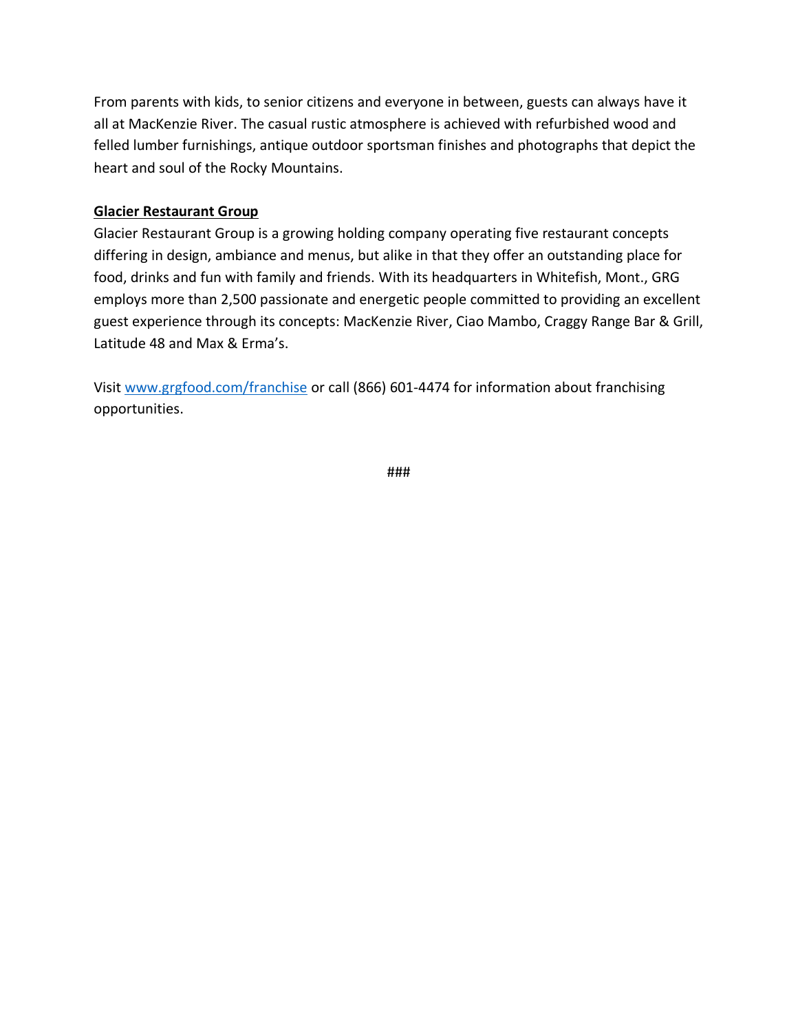From parents with kids, to senior citizens and everyone in between, guests can always have it all at MacKenzie River. The casual rustic atmosphere is achieved with refurbished wood and felled lumber furnishings, antique outdoor sportsman finishes and photographs that depict the heart and soul of the Rocky Mountains.

**Glacier Restaurant Group**

Glacier Restaurant Group is a growing holding company operating five restaurant concepts differing in design, ambiance and menus, but alike in that they offer an outstanding place for food, drinks and fun with family and friends. With its headquarters in Whitefish, Mont., GRG employs more than 2,500 passionate and energetic people committed to providing an excellent guest experience through its concepts: MacKenzie River, Ciao Mambo, Craggy Range Bar & Grill, Latitude 48 and Max & Erma's.

Visit [www.grgfood.com/franchise](http://www.grgfood.com/franchise) or call (866) 601-4474 for information about franchising opportunities.

###